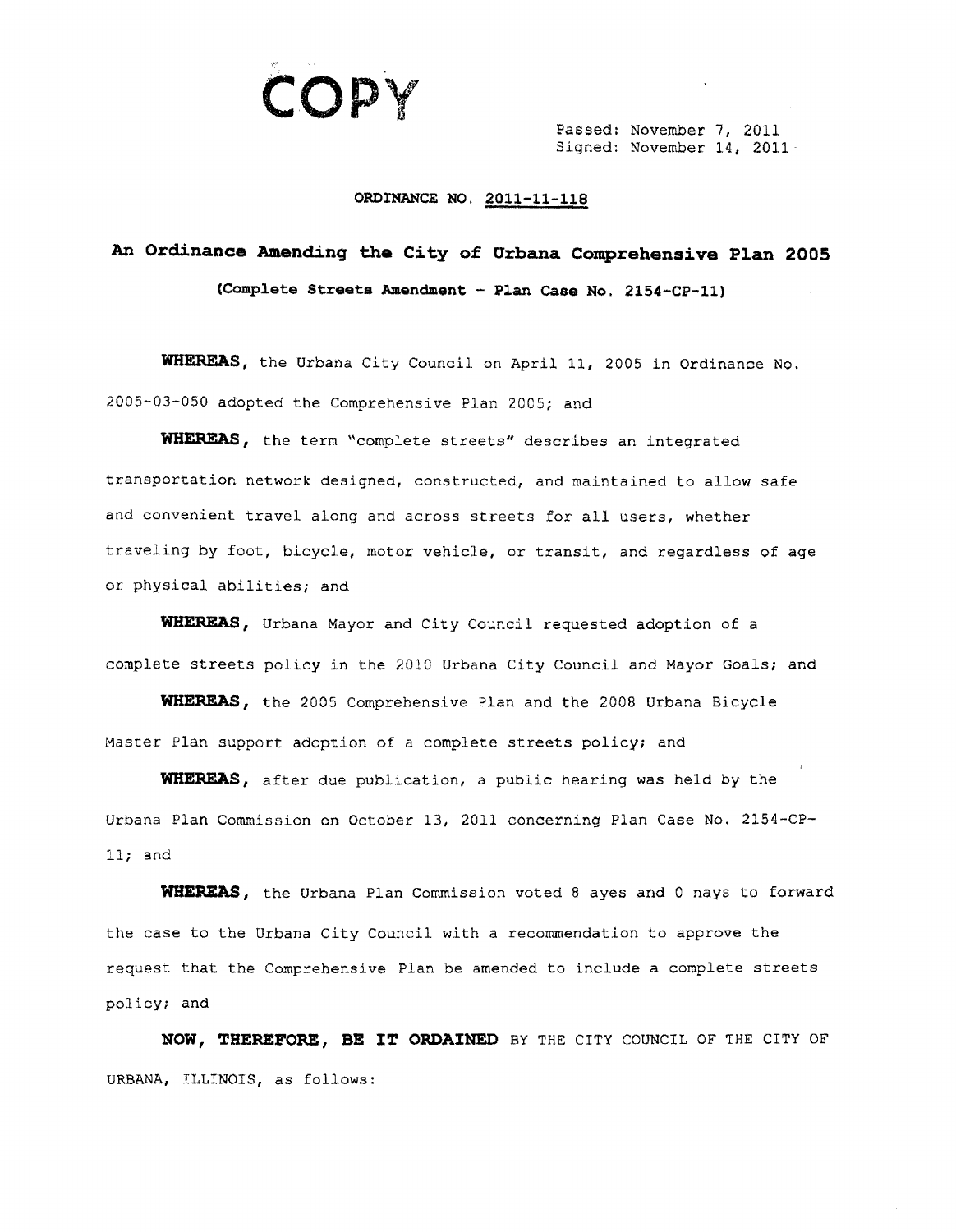COPY

Passed: November 7, 2011
Signed: November 14, 2011

ORDINANCE NO. 2011-11-118

# An Ordinance Amending the City of Urbana Comprehensive Plan 2005

**(Complete Streets Amendment – Plan Case No. 2154-CP-11)**

**WHEREAS,** the Urbana City Council on April 11, 2005 in Ordinance No. 2005-03-050 adopted the Comprehensive Plan 2005; and

**WHEREAS,** the term "complete streets" describes an integrated transportation network designed, constructed, and maintained to allow safe and convenient travel along and across streets for all users, whether traveling by foot, bicycle, motor vehicle, or transit, and regardless of age or physical abilities; and

**WHEREAS,** Urbana Mayor and City Council requested adoption of a complete streets policy in the 2010 Urbana City Council and Mayor Goals; and

**WHEREAS,** the 2005 Comprehensive Plan and the 2008 Urbana Bicycle Master Plan support adoption of a complete streets policy; and

**WHEREAS,** after due publication, a public hearing was held by the Urbana Plan Commission on October 13, 2011 concerning Plan Case No. 2154-CP-11; and

**WHEREAS,** the Urbana Plan Commission voted 8 ayes and 0 nays to forward the case to the Urbana City Council with a recommendation to approve the request that the Comprehensive Plan be amended to include a complete streets policy; and

**NOW, THEREFORE, BE IT ORDAINED** BY THE CITY COUNCIL OF THE CITY OF URBANA, ILLINOIS, as follows: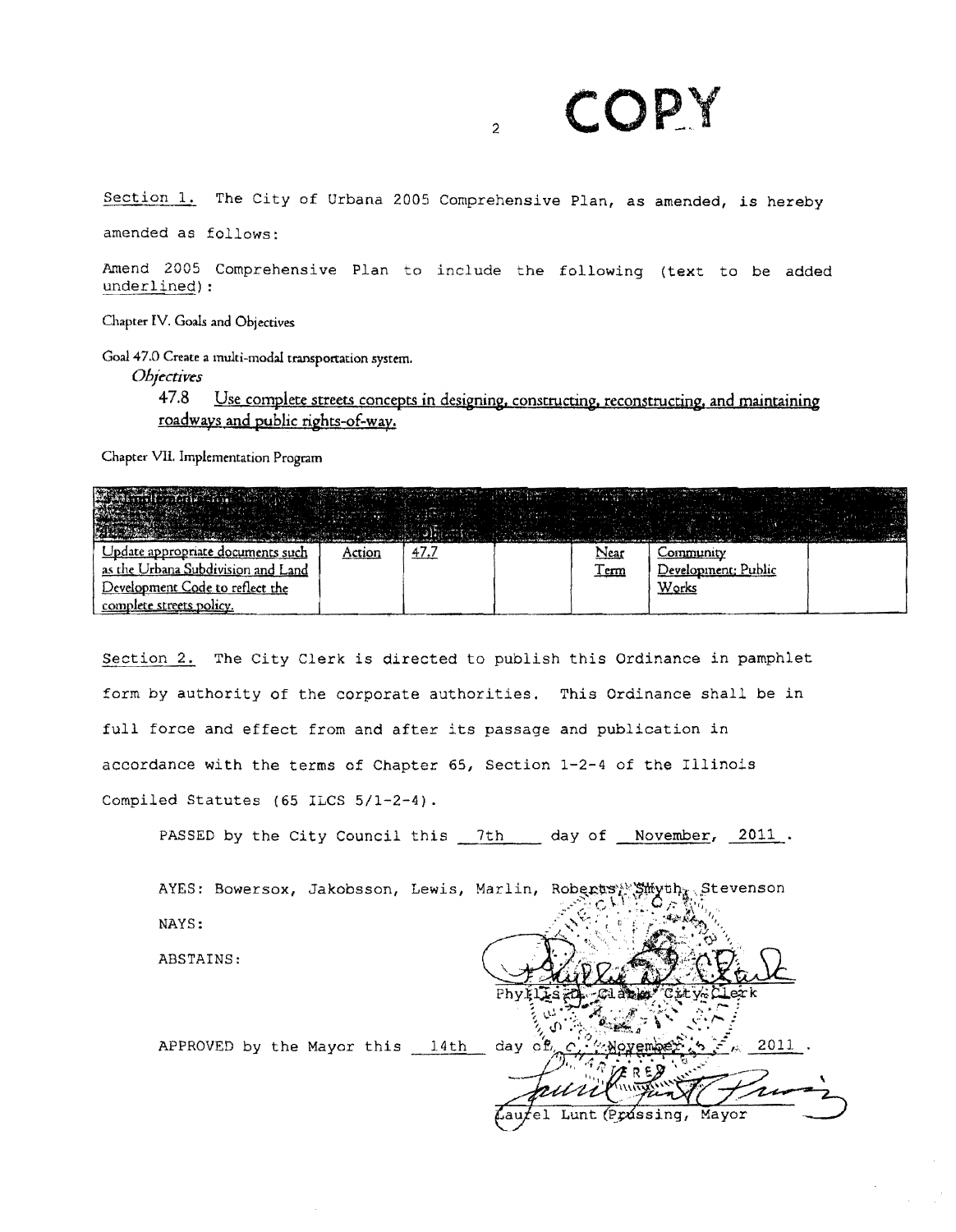**COPY**

Section 1. The City of Urbana 2005 Comprehensive Plan, as amended, is hereby amended as follows:

Amend 2005 Comprehensive Plan to include the following (text to be added underlined):

Chapter IV. Goals and Objectives

Goal 47.0 Create a multi-modal transportation system.

*Objectives*

47.8 Use complete streets concepts in designing, constructing, reconstructing, and maintaining roadways and public rights-of-way.

Chapter VII. Implementation Program

| | | | | | | |
|---|---|---|---|---|---|---|
| Update appropriate documents such as the Urbana Subdivision and Land Development Code to reflect the complete streets policy. | Action | 47.7 | | Near Term | Community Development; Public Works | |

Section 2. The City Clerk is directed to publish this Ordinance in pamphlet form by authority of the corporate authorities. This Ordinance shall be in full force and effect from and after its passage and publication in accordance with the terms of Chapter 65, Section 1-2-4 of the Illinois Compiled Statutes (65 ILCS 5/1-2-4).

PASSED by the City Council this 7th day of November, 2011.

AYES: Bowersox, Jakobsson, Lewis, Marlin, Roberts, Smyth, Stevenson

NAYS:

ABSTAINS:

Phyllis D. Clark, City Clerk

APPROVED by the Mayor this 14th day of November, 2011.

Laurel Lunt Prussing, Mayor